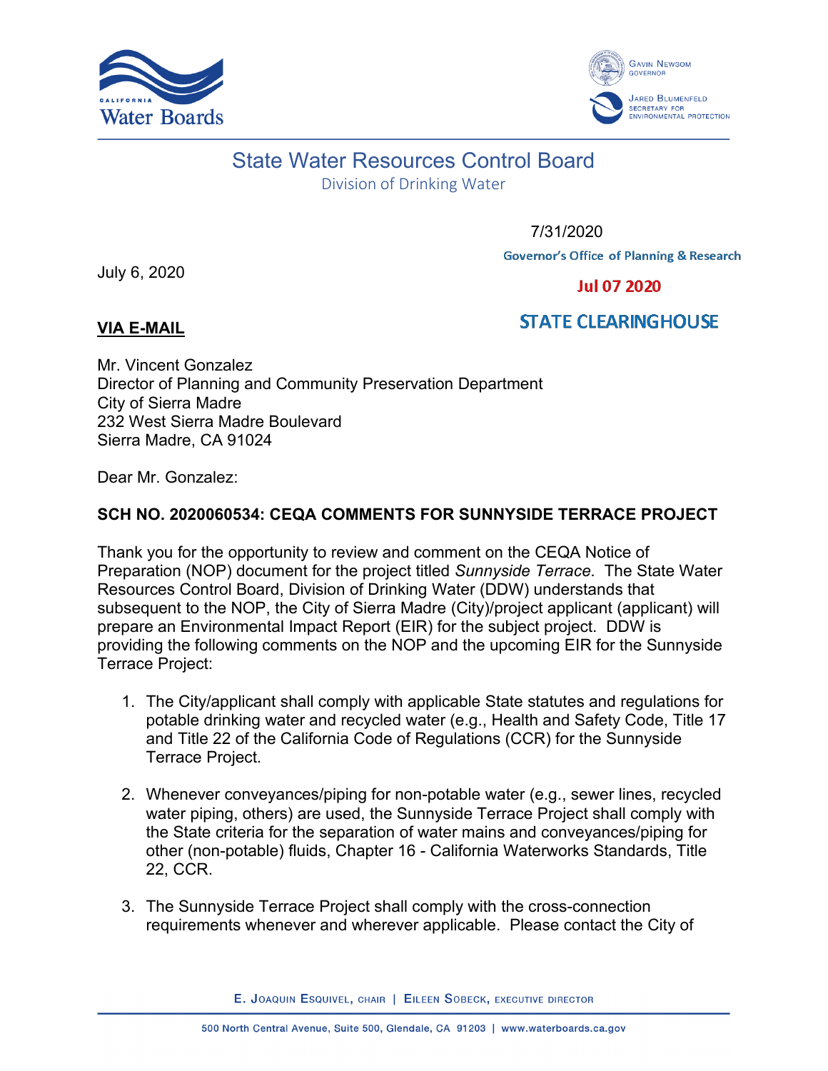California Water Boards

Gavin Newsom, Governor

Jared Blumenfeld, Secretary for Environmental Protection

# State Water Resources Control Board

Division of Drinking Water

7/31/2020

Governor's Office of Planning & Research

July 6, 2020

Jul 07 2020

STATE CLEARINGHOUSE

**VIA E-MAIL**

Mr. Vincent Gonzalez
Director of Planning and Community Preservation Department
City of Sierra Madre
232 West Sierra Madre Boulevard
Sierra Madre, CA 91024

Dear Mr. Gonzalez:

**SCH NO. 2020060534: CEQA COMMENTS FOR SUNNYSIDE TERRACE PROJECT**

Thank you for the opportunity to review and comment on the CEQA Notice of Preparation (NOP) document for the project titled *Sunnyside Terrace*. The State Water Resources Control Board, Division of Drinking Water (DDW) understands that subsequent to the NOP, the City of Sierra Madre (City)/project applicant (applicant) will prepare an Environmental Impact Report (EIR) for the subject project. DDW is providing the following comments on the NOP and the upcoming EIR for the Sunnyside Terrace Project:

1. The City/applicant shall comply with applicable State statutes and regulations for potable drinking water and recycled water (e.g., Health and Safety Code, Title 17 and Title 22 of the California Code of Regulations (CCR) for the Sunnyside Terrace Project.

2. Whenever conveyances/piping for non-potable water (e.g., sewer lines, recycled water piping, others) are used, the Sunnyside Terrace Project shall comply with the State criteria for the separation of water mains and conveyances/piping for other (non-potable) fluids, Chapter 16 - California Waterworks Standards, Title 22, CCR.

3. The Sunnyside Terrace Project shall comply with the cross-connection requirements whenever and wherever applicable. Please contact the City of

E. Joaquin Esquivel, chair | Eileen Sobeck, executive director

500 North Central Avenue, Suite 500, Glendale, CA 91203 | www.waterboards.ca.gov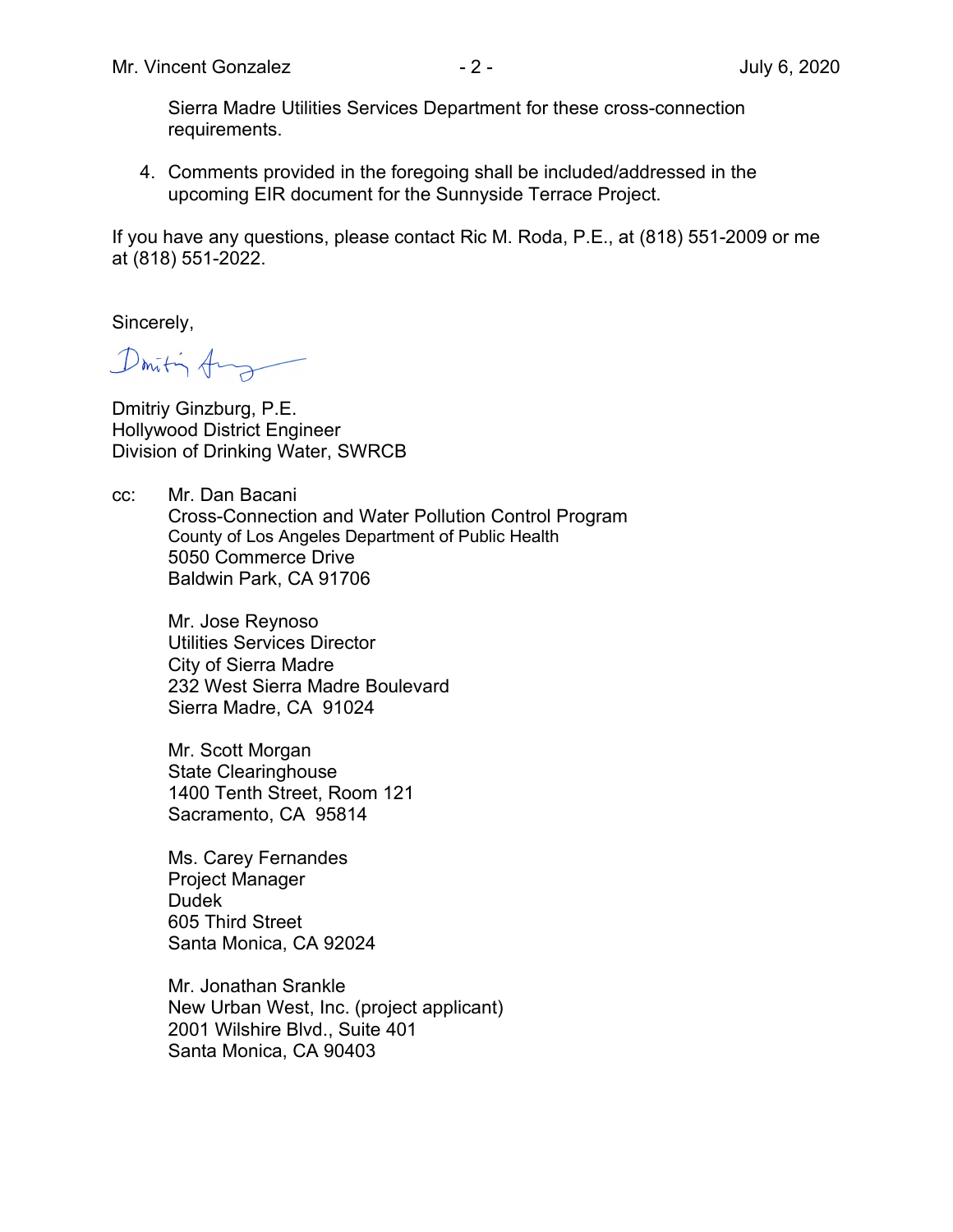Sierra Madre Utilities Services Department for these cross-connection requirements.

4. Comments provided in the foregoing shall be included/addressed in the upcoming EIR document for the Sunnyside Terrace Project.

If you have any questions, please contact Ric M. Roda, P.E., at (818) 551-2009 or me at (818) 551-2022.

Sincerely,

Dmitriy Ginzburg, P.E.
Hollywood District Engineer
Division of Drinking Water, SWRCB

cc: Mr. Dan Bacani
Cross-Connection and Water Pollution Control Program
County of Los Angeles Department of Public Health
5050 Commerce Drive
Baldwin Park, CA 91706

Mr. Jose Reynoso
Utilities Services Director
City of Sierra Madre
232 West Sierra Madre Boulevard
Sierra Madre, CA 91024

Mr. Scott Morgan
State Clearinghouse
1400 Tenth Street, Room 121
Sacramento, CA 95814

Ms. Carey Fernandes
Project Manager
Dudek
605 Third Street
Santa Monica, CA 92024

Mr. Jonathan Srankle
New Urban West, Inc. (project applicant)
2001 Wilshire Blvd., Suite 401
Santa Monica, CA 90403